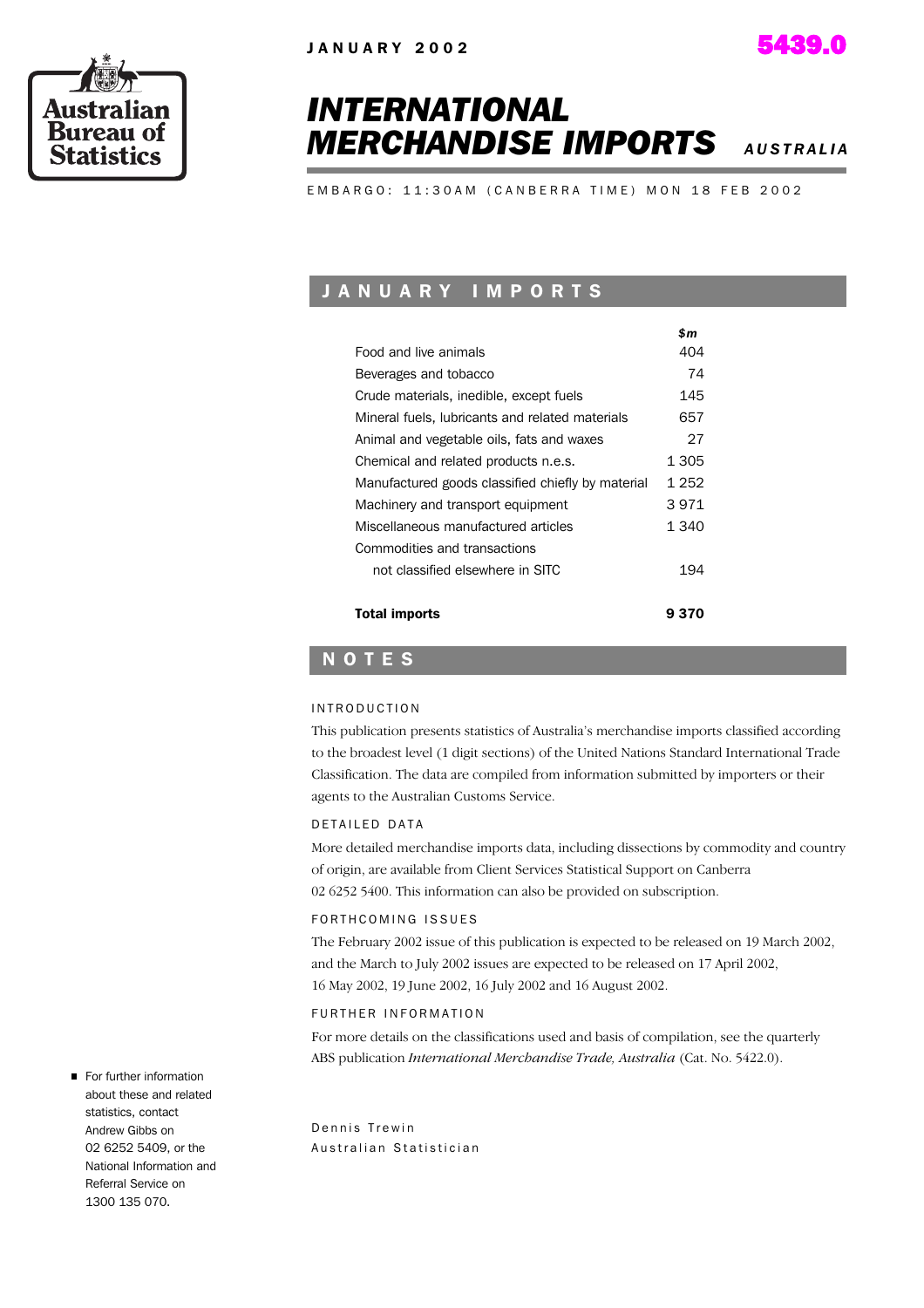JANUARY 2002

5439.0

# INTERNATIONAL MERCHANDISE IMPORTS *AUSTRALIA*

EMBARGO: 11:30AM (CANBERRA TIME) MON 18 FEB 2002

## JANUARY IMPORTS

| | $m |
|---|---|
| Food and live animals | 404 |
| Beverages and tobacco | 74 |
| Crude materials, inedible, except fuels | 145 |
| Mineral fuels, lubricants and related materials | 657 |
| Animal and vegetable oils, fats and waxes | 27 |
| Chemical and related products n.e.s. | 1 305 |
| Manufactured goods classified chiefly by material | 1 252 |
| Machinery and transport equipment | 3 971 |
| Miscellaneous manufactured articles | 1 340 |
| Commodities and transactions not classified elsewhere in SITC | 194 |
| **Total imports** | **9 370** |

## NOTES

### INTRODUCTION

This publication presents statistics of Australia's merchandise imports classified according to the broadest level (1 digit sections) of the United Nations Standard International Trade Classification. The data are compiled from information submitted by importers or their agents to the Australian Customs Service.

### DETAILED DATA

More detailed merchandise imports data, including dissections by commodity and country of origin, are available from Client Services Statistical Support on Canberra 02 6252 5400. This information can also be provided on subscription.

### FORTHCOMING ISSUES

The February 2002 issue of this publication is expected to be released on 19 March 2002, and the March to July 2002 issues are expected to be released on 17 April 2002, 16 May 2002, 19 June 2002, 16 July 2002 and 16 August 2002.

### FURTHER INFORMATION

For more details on the classifications used and basis of compilation, see the quarterly ABS publication *International Merchandise Trade, Australia* (Cat. No. 5422.0).

Dennis Trewin
Australian Statistician

- For further information about these and related statistics, contact Andrew Gibbs on 02 6252 5409, or the National Information and Referral Service on 1300 135 070.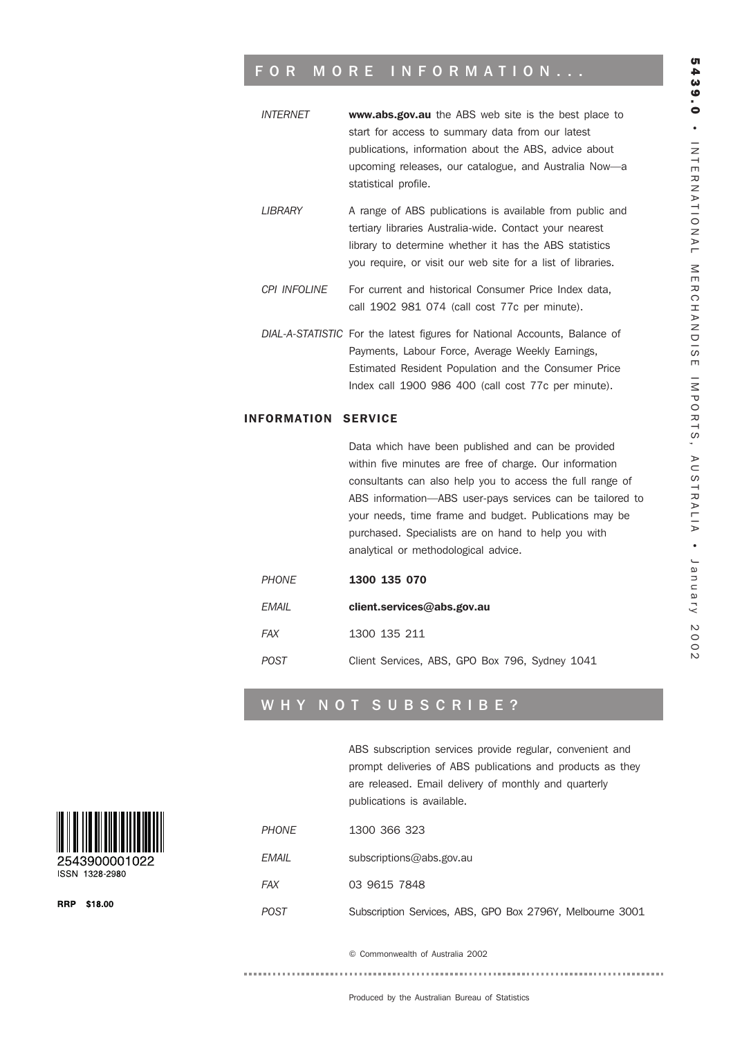## FOR MORE INFORMATION...

| | |
|---|---|
| *INTERNET* | **www.abs.gov.au** the ABS web site is the best place to start for access to summary data from our latest publications, information about the ABS, advice about upcoming releases, our catalogue, and Australia Now—a statistical profile. |
| *LIBRARY* | A range of ABS publications is available from public and tertiary libraries Australia-wide. Contact your nearest library to determine whether it has the ABS statistics you require, or visit our web site for a list of libraries. |
| *CPI INFOLINE* | For current and historical Consumer Price Index data, call 1902 981 074 (call cost 77c per minute). |
| *DIAL-A-STATISTIC* | For the latest figures for National Accounts, Balance of Payments, Labour Force, Average Weekly Earnings, Estimated Resident Population and the Consumer Price Index call 1900 986 400 (call cost 77c per minute). |

### INFORMATION SERVICE

Data which have been published and can be provided within five minutes are free of charge. Our information consultants can also help you to access the full range of ABS information—ABS user-pays services can be tailored to your needs, time frame and budget. Publications may be purchased. Specialists are on hand to help you with analytical or methodological advice.

| | |
|---|---|
| *PHONE* | **1300 135 070** |
| *EMAIL* | **client.services@abs.gov.au** |
| *FAX* | 1300 135 211 |
| *POST* | Client Services, ABS, GPO Box 796, Sydney 1041 |

## WHY NOT SUBSCRIBE?

ABS subscription services provide regular, convenient and prompt deliveries of ABS publications and products as they are released. Email delivery of monthly and quarterly publications is available.

| | |
|---|---|
| *PHONE* | 1300 366 323 |
| *EMAIL* | subscriptions@abs.gov.au |
| *FAX* | 03 9615 7848 |
| *POST* | Subscription Services, ABS, GPO Box 2796Y, Melbourne 3001 |

2543900001022
ISSN 1328-2980

**RRP $18.00**

© Commonwealth of Australia 2002

Produced by the Australian Bureau of Statistics